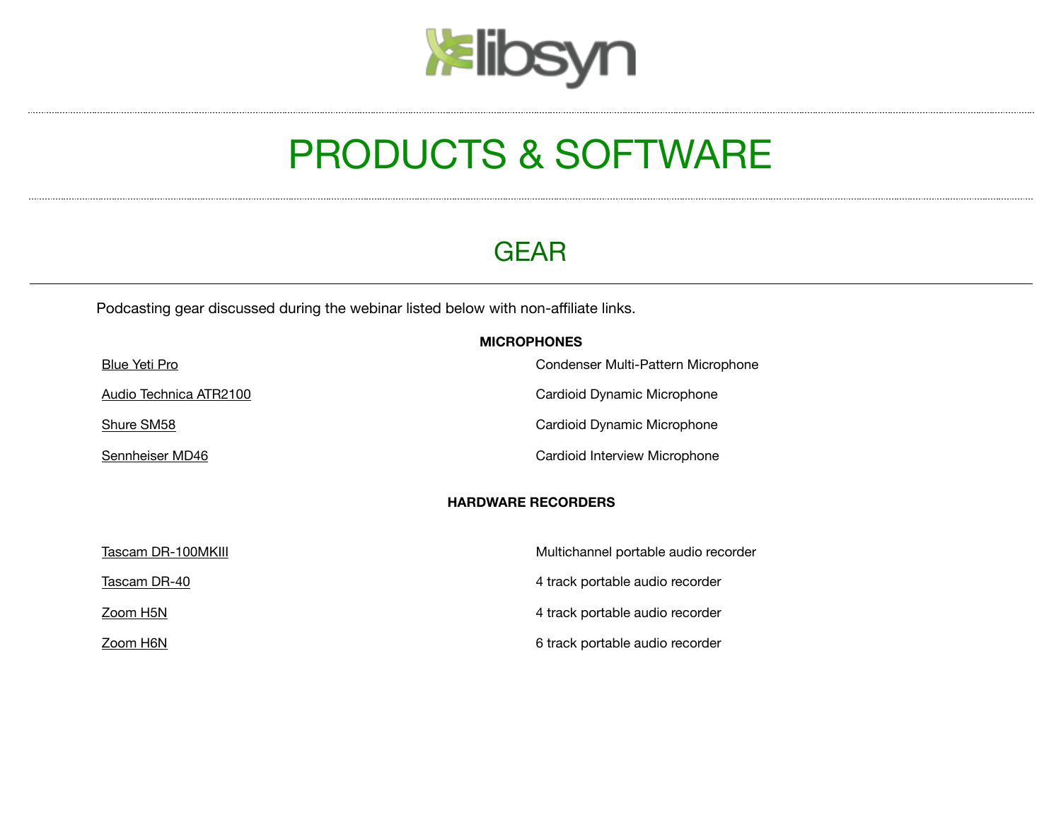libsyn

# PRODUCTS & SOFTWARE

## GEAR

Podcasting gear discussed during the webinar listed below with non-affiliate links.

### MICROPHONES

| | |
|---|---|
| Blue Yeti Pro | Condenser Multi-Pattern Microphone |
| Audio Technica ATR2100 | Cardioid Dynamic Microphone |
| Shure SM58 | Cardioid Dynamic Microphone |
| Sennheiser MD46 | Cardioid Interview Microphone |

### HARDWARE RECORDERS

| | |
|---|---|
| Tascam DR-100MKIII | Multichannel portable audio recorder |
| Tascam DR-40 | 4 track portable audio recorder |
| Zoom H5N | 4 track portable audio recorder |
| Zoom H6N | 6 track portable audio recorder |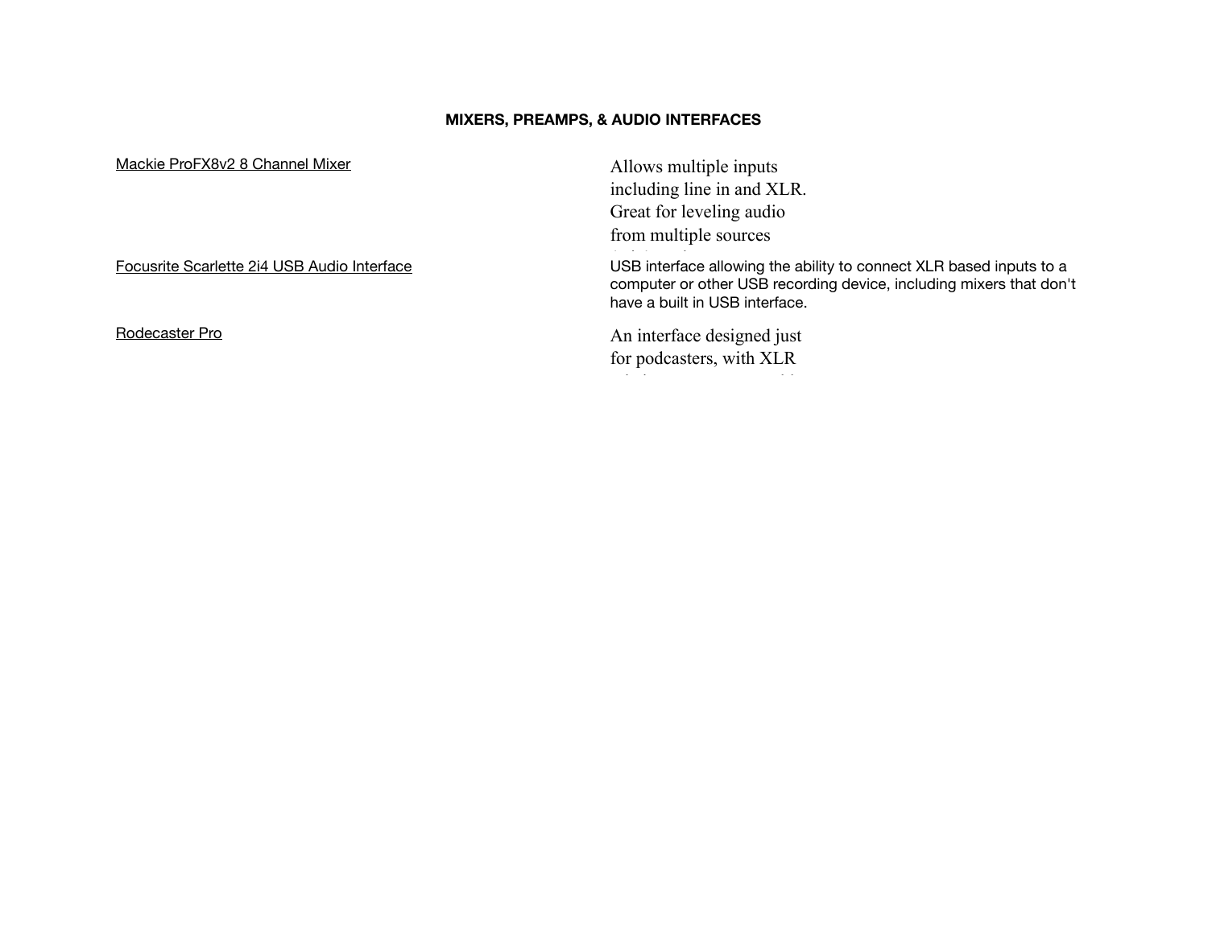**MIXERS, PREAMPS, & AUDIO INTERFACES**

| | |
|---|---|
| Mackie ProFX8v2 8 Channel Mixer | Allows multiple inputs including line in and XLR. Great for leveling audio from multiple sources |
| Focusrite Scarlette 2i4 USB Audio Interface | USB interface allowing the ability to connect XLR based inputs to a computer or other USB recording device, including mixers that don't have a built in USB interface. |
| Rodecaster Pro | An interface designed just for podcasters, with XLR |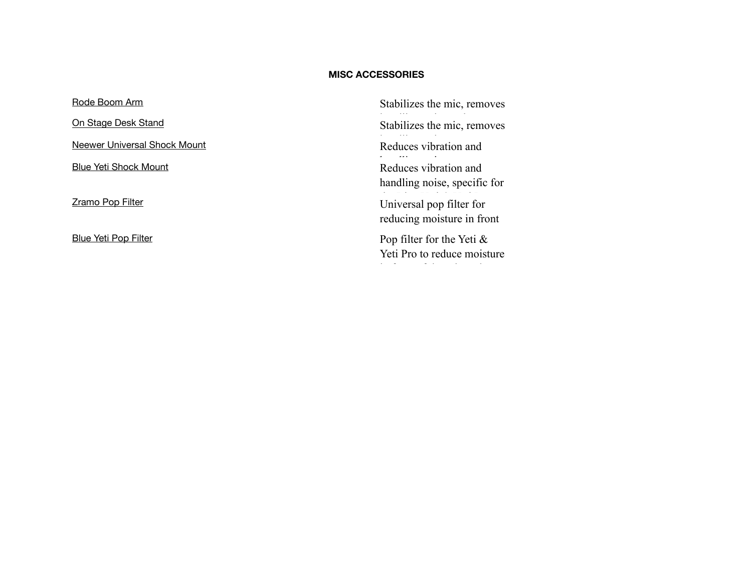**MISC ACCESSORIES**

| | |
|---|---|
| Rode Boom Arm | Stabilizes the mic, removes |
| On Stage Desk Stand | Stabilizes the mic, removes |
| Neewer Universal Shock Mount | Reduces vibration and |
| Blue Yeti Shock Mount | Reduces vibration and handling noise, specific for |
| Zramo Pop Filter | Universal pop filter for reducing moisture in front |
| Blue Yeti Pop Filter | Pop filter for the Yeti & Yeti Pro to reduce moisture |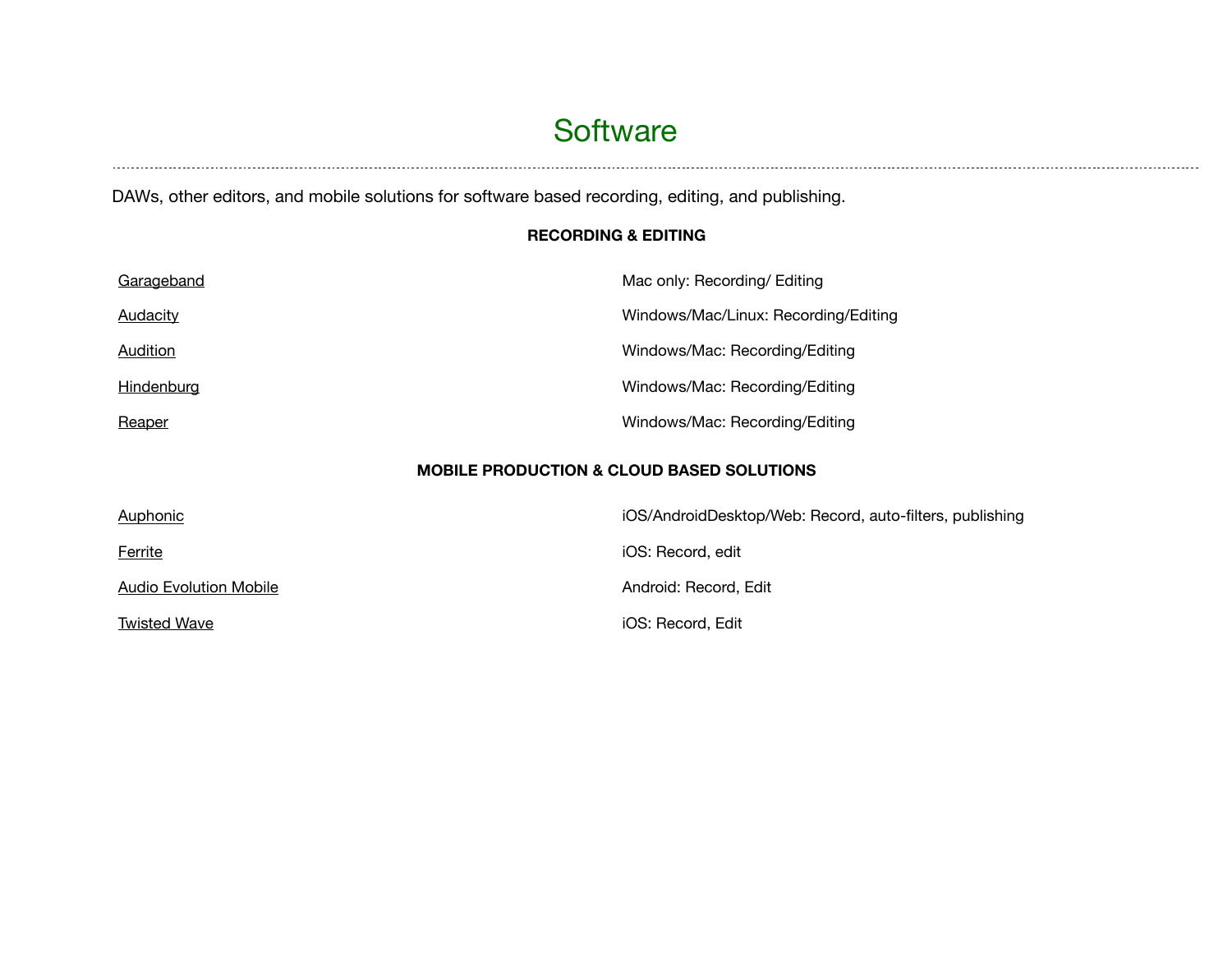# Software

DAWs, other editors, and mobile solutions for software based recording, editing, and publishing.

**RECORDING & EDITING**

| | |
|---|---|
| Garageband | Mac only: Recording/ Editing |
| Audacity | Windows/Mac/Linux: Recording/Editing |
| Audition | Windows/Mac: Recording/Editing |
| Hindenburg | Windows/Mac: Recording/Editing |
| Reaper | Windows/Mac: Recording/Editing |

**MOBILE PRODUCTION & CLOUD BASED SOLUTIONS**

| | |
|---|---|
| Auphonic | iOS/AndroidDesktop/Web: Record, auto-filters, publishing |
| Ferrite | iOS: Record, edit |
| Audio Evolution Mobile | Android: Record, Edit |
| Twisted Wave | iOS: Record, Edit |